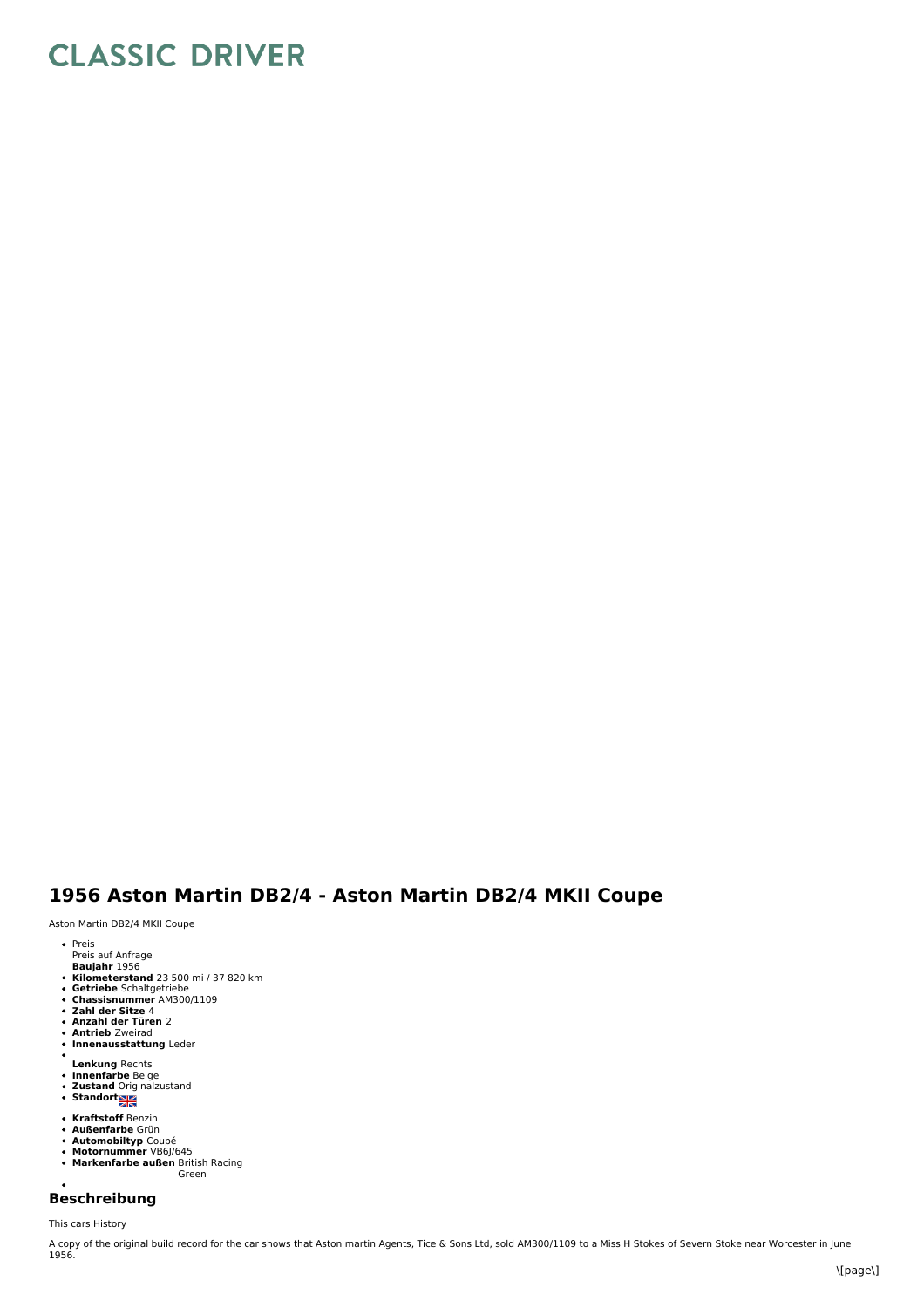# CLASSIC DRIVER

## 1956 Aston Martin DB2/4 - Aston Martin DB2/4 MKII Coupe

Aston Martin DB2/4 MKII Coupe

- Preis
  Preis auf Anfrage
  **Baujahr** 1956
- **Kilometerstand** 23 500 mi / 37 820 km
- **Getriebe** Schaltgetriebe
- **Chassisnummer** AM300/1109
- **Zahl der Sitze** 4
- **Anzahl der Türen** 2
- **Antrieb** Zweirad
- **Innenausstattung** Leder
- **Lenkung** Rechts
- **Innenfarbe** Beige
- **Zustand** Originalzustand
- **Standort**
- **Kraftstoff** Benzin
- **Außenfarbe** Grün
- **Automobiltyp** Coupé
- **Motornummer** VB6J/645
- **Markenfarbe außen** British Racing Green

## Beschreibung

This cars History

A copy of the original build record for the car shows that Aston martin Agents, Tice & Sons Ltd, sold AM300/1109 to a Miss H Stokes of Severn Stoke near Worcester in June 1956.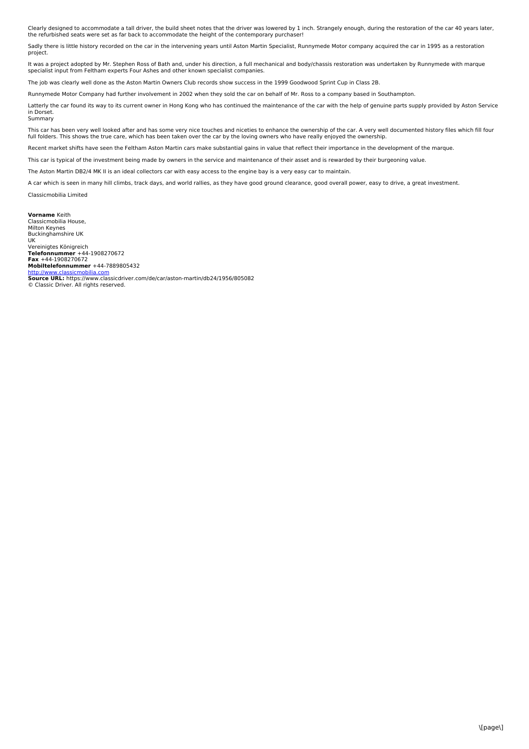Clearly designed to accommodate a tall driver, the build sheet notes that the driver was lowered by 1 inch. Strangely enough, during the restoration of the car 40 years later, the refurbished seats were set as far back to accommodate the height of the contemporary purchaser!

Sadly there is little history recorded on the car in the intervening years until Aston Martin Specialist, Runnymede Motor company acquired the car in 1995 as a restoration project.

It was a project adopted by Mr. Stephen Ross of Bath and, under his direction, a full mechanical and body/chassis restoration was undertaken by Runnymede with marque specialist input from Feltham experts Four Ashes and other known specialist companies.

The job was clearly well done as the Aston Martin Owners Club records show success in the 1999 Goodwood Sprint Cup in Class 2B.

Runnymede Motor Company had further involvement in 2002 when they sold the car on behalf of Mr. Ross to a company based in Southampton.

Latterly the car found its way to its current owner in Hong Kong who has continued the maintenance of the car with the help of genuine parts supply provided by Aston Service in Dorset.
Summary

This car has been very well looked after and has some very nice touches and niceties to enhance the ownership of the car. A very well documented history files which fill four full folders. This shows the true care, which has been taken over the car by the loving owners who have really enjoyed the ownership.

Recent market shifts have seen the Feltham Aston Martin cars make substantial gains in value that reflect their importance in the development of the marque.

This car is typical of the investment being made by owners in the service and maintenance of their asset and is rewarded by their burgeoning value.

The Aston Martin DB2/4 MK II is an ideal collectors car with easy access to the engine bay is a very easy car to maintain.

A car which is seen in many hill climbs, track days, and world rallies, as they have good ground clearance, good overall power, easy to drive, a great investment.

Classicmobilia Limited

**Vorname** Keith
Classicmobilia House,
Milton Keynes
Buckinghamshire UK
UK
Vereinigtes Königreich
**Telefonnummer** +44-1908270672
**Fax** +44-1908270672
**Mobiltelefonnummer** +44-7889805432
http://www.classicmobilia.com
**Source URL:** https://www.classicdriver.com/de/car/aston-martin/db24/1956/805082
© Classic Driver. All rights reserved.